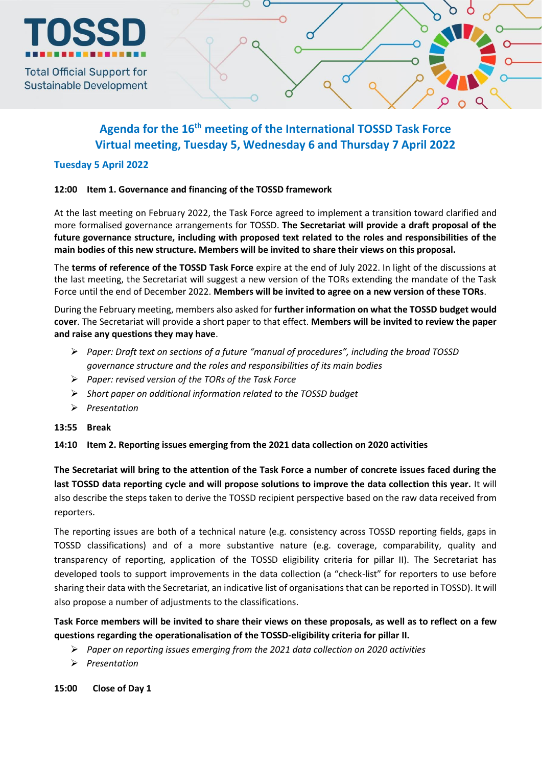TOSSD

Total Official Support for Sustainable Development

# Agenda for the 16th meeting of the International TOSSD Task Force
# Virtual meeting, Tuesday 5, Wednesday 6 and Thursday 7 April 2022

## Tuesday 5 April 2022

**12:00 Item 1. Governance and financing of the TOSSD framework**

At the last meeting on February 2022, the Task Force agreed to implement a transition toward clarified and more formalised governance arrangements for TOSSD. **The Secretariat will provide a draft proposal of the future governance structure, including with proposed text related to the roles and responsibilities of the main bodies of this new structure. Members will be invited to share their views on this proposal.**

The **terms of reference of the TOSSD Task Force** expire at the end of July 2022. In light of the discussions at the last meeting, the Secretariat will suggest a new version of the TORs extending the mandate of the Task Force until the end of December 2022. **Members will be invited to agree on a new version of these TORs**.

During the February meeting, members also asked for **further information on what the TOSSD budget would cover**. The Secretariat will provide a short paper to that effect. **Members will be invited to review the paper and raise any questions they may have**.

- *Paper: Draft text on sections of a future "manual of procedures", including the broad TOSSD governance structure and the roles and responsibilities of its main bodies*
- *Paper: revised version of the TORs of the Task Force*
- *Short paper on additional information related to the TOSSD budget*
- *Presentation*

**13:55 Break**

**14:10 Item 2. Reporting issues emerging from the 2021 data collection on 2020 activities**

**The Secretariat will bring to the attention of the Task Force a number of concrete issues faced during the last TOSSD data reporting cycle and will propose solutions to improve the data collection this year.** It will also describe the steps taken to derive the TOSSD recipient perspective based on the raw data received from reporters.

The reporting issues are both of a technical nature (e.g. consistency across TOSSD reporting fields, gaps in TOSSD classifications) and of a more substantive nature (e.g. coverage, comparability, quality and transparency of reporting, application of the TOSSD eligibility criteria for pillar II). The Secretariat has developed tools to support improvements in the data collection (a "check-list" for reporters to use before sharing their data with the Secretariat, an indicative list of organisations that can be reported in TOSSD). It will also propose a number of adjustments to the classifications.

**Task Force members will be invited to share their views on these proposals, as well as to reflect on a few questions regarding the operationalisation of the TOSSD-eligibility criteria for pillar II.**

- *Paper on reporting issues emerging from the 2021 data collection on 2020 activities*
- *Presentation*

**15:00 Close of Day 1**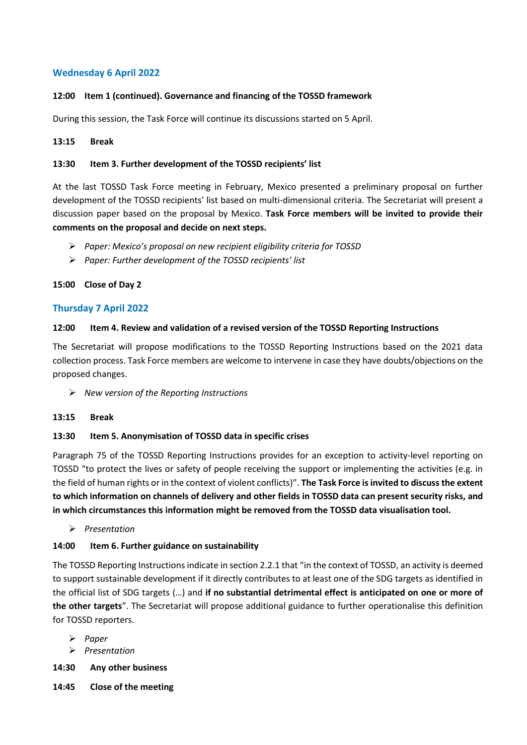## Wednesday 6 April 2022

**12:00 Item 1 (continued). Governance and financing of the TOSSD framework**

During this session, the Task Force will continue its discussions started on 5 April.

**13:15 Break**

**13:30 Item 3. Further development of the TOSSD recipients' list**

At the last TOSSD Task Force meeting in February, Mexico presented a preliminary proposal on further development of the TOSSD recipients' list based on multi-dimensional criteria. The Secretariat will present a discussion paper based on the proposal by Mexico. **Task Force members will be invited to provide their comments on the proposal and decide on next steps.**

- *Paper: Mexico's proposal on new recipient eligibility criteria for TOSSD*
- *Paper: Further development of the TOSSD recipients' list*

**15:00 Close of Day 2**

## Thursday 7 April 2022

**12:00 Item 4. Review and validation of a revised version of the TOSSD Reporting Instructions**

The Secretariat will propose modifications to the TOSSD Reporting Instructions based on the 2021 data collection process. Task Force members are welcome to intervene in case they have doubts/objections on the proposed changes.

- *New version of the Reporting Instructions*

**13:15 Break**

**13:30 Item 5. Anonymisation of TOSSD data in specific crises**

Paragraph 75 of the TOSSD Reporting Instructions provides for an exception to activity-level reporting on TOSSD "to protect the lives or safety of people receiving the support or implementing the activities (e.g. in the field of human rights or in the context of violent conflicts)". **The Task Force is invited to discuss the extent to which information on channels of delivery and other fields in TOSSD data can present security risks, and in which circumstances this information might be removed from the TOSSD data visualisation tool.**

- *Presentation*

**14:00 Item 6. Further guidance on sustainability**

The TOSSD Reporting Instructions indicate in section 2.2.1 that "in the context of TOSSD, an activity is deemed to support sustainable development if it directly contributes to at least one of the SDG targets as identified in the official list of SDG targets (…) and **if no substantial detrimental effect is anticipated on one or more of the other targets**". The Secretariat will propose additional guidance to further operationalise this definition for TOSSD reporters.

- *Paper*
- *Presentation*

**14:30 Any other business**

**14:45 Close of the meeting**